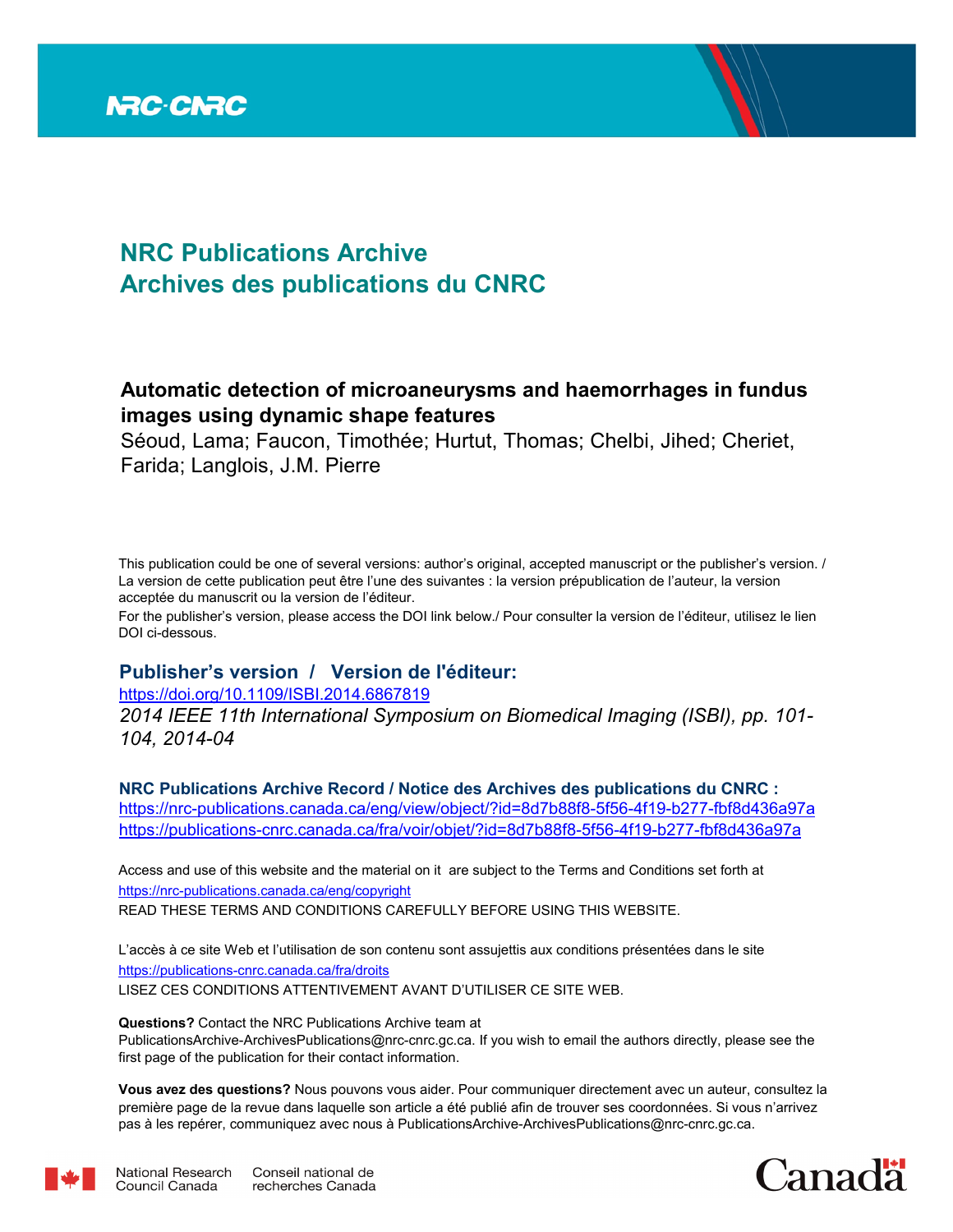# NRC Publications Archive
# Archives des publications du CNRC

## Automatic detection of microaneurysms and haemorrhages in fundus images using dynamic shape features

Séoud, Lama; Faucon, Timothée; Hurtut, Thomas; Chelbi, Jihed; Cheriet, Farida; Langlois, J.M. Pierre

This publication could be one of several versions: author's original, accepted manuscript or the publisher's version. / La version de cette publication peut être l'une des suivantes : la version prépublication de l'auteur, la version acceptée du manuscrit ou la version de l'éditeur.

For the publisher's version, please access the DOI link below./ Pour consulter la version de l'éditeur, utilisez le lien DOI ci-dessous.

### Publisher's version / Version de l'éditeur:

https://doi.org/10.1109/ISBI.2014.6867819

*2014 IEEE 11th International Symposium on Biomedical Imaging (ISBI), pp. 101-104, 2014-04*

**NRC Publications Archive Record / Notice des Archives des publications du CNRC :**

https://nrc-publications.canada.ca/eng/view/object/?id=8d7b88f8-5f56-4f19-b277-fbf8d436a97a

https://publications-cnrc.canada.ca/fra/voir/objet/?id=8d7b88f8-5f56-4f19-b277-fbf8d436a97a

Access and use of this website and the material on it are subject to the Terms and Conditions set forth at https://nrc-publications.canada.ca/eng/copyright

READ THESE TERMS AND CONDITIONS CAREFULLY BEFORE USING THIS WEBSITE.

L'accès à ce site Web et l'utilisation de son contenu sont assujettis aux conditions présentées dans le site https://publications-cnrc.canada.ca/fra/droits

LISEZ CES CONDITIONS ATTENTIVEMENT AVANT D'UTILISER CE SITE WEB.

**Questions?** Contact the NRC Publications Archive team at PublicationsArchive-ArchivesPublications@nrc-cnrc.gc.ca. If you wish to email the authors directly, please see the first page of the publication for their contact information.

**Vous avez des questions?** Nous pouvons vous aider. Pour communiquer directement avec un auteur, consultez la première page de la revue dans laquelle son article a été publié afin de trouver ses coordonnées. Si vous n'arrivez pas à les repérer, communiquez avec nous à PublicationsArchive-ArchivesPublications@nrc-cnrc.gc.ca.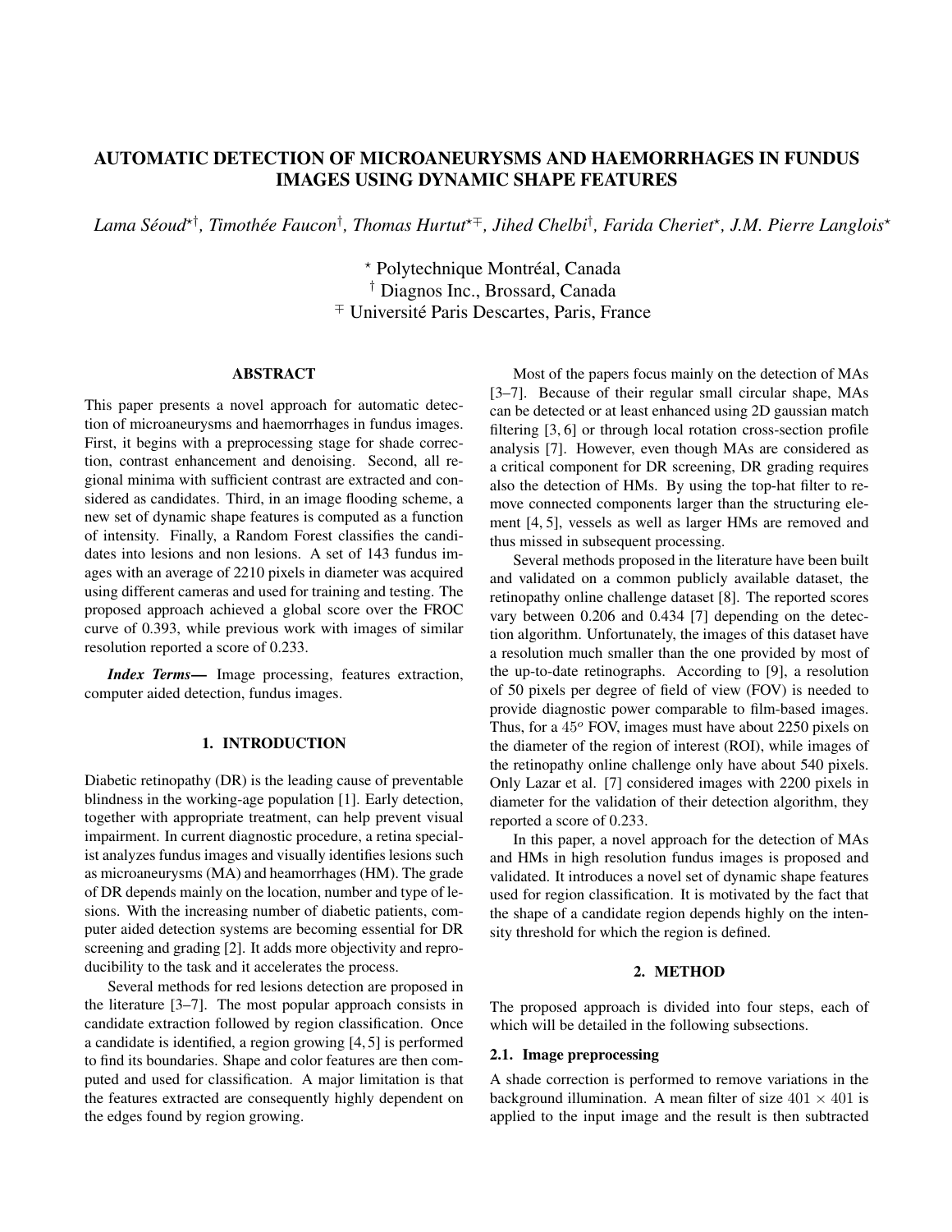# AUTOMATIC DETECTION OF MICROANEURYSMS AND HAEMORRHAGES IN FUNDUS IMAGES USING DYNAMIC SHAPE FEATURES

*Lama Séoud*[⋆†], *Timothée Faucon*[†], *Thomas Hurtut*[⋆∓], *Jihed Chelbi*[†], *Farida Cheriet*[⋆], *J.M. Pierre Langlois*[⋆]

[⋆] Polytechnique Montréal, Canada
[†] Diagnos Inc., Brossard, Canada
[∓] Université Paris Descartes, Paris, France

## ABSTRACT

This paper presents a novel approach for automatic detection of microaneurysms and haemorrhages in fundus images. First, it begins with a preprocessing stage for shade correction, contrast enhancement and denoising. Second, all regional minima with sufficient contrast are extracted and considered as candidates. Third, in an image flooding scheme, a new set of dynamic shape features is computed as a function of intensity. Finally, a Random Forest classifies the candidates into lesions and non lesions. A set of 143 fundus images with an average of 2210 pixels in diameter was acquired using different cameras and used for training and testing. The proposed approach achieved a global score over the FROC curve of 0.393, while previous work with images of similar resolution reported a score of 0.233.

***Index Terms*—** Image processing, features extraction, computer aided detection, fundus images.

## 1. INTRODUCTION

Diabetic retinopathy (DR) is the leading cause of preventable blindness in the working-age population [1]. Early detection, together with appropriate treatment, can help prevent visual impairment. In current diagnostic procedure, a retina specialist analyzes fundus images and visually identifies lesions such as microaneurysms (MA) and heamorrhages (HM). The grade of DR depends mainly on the location, number and type of lesions. With the increasing number of diabetic patients, computer aided detection systems are becoming essential for DR screening and grading [2]. It adds more objectivity and reproducibility to the task and it accelerates the process.

Several methods for red lesions detection are proposed in the literature [3–7]. The most popular approach consists in candidate extraction followed by region classification. Once a candidate is identified, a region growing [4, 5] is performed to find its boundaries. Shape and color features are then computed and used for classification. A major limitation is that the features extracted are consequently highly dependent on the edges found by region growing.

Most of the papers focus mainly on the detection of MAs [3–7]. Because of their regular small circular shape, MAs can be detected or at least enhanced using 2D gaussian match filtering [3, 6] or through local rotation cross-section profile analysis [7]. However, even though MAs are considered as a critical component for DR screening, DR grading requires also the detection of HMs. By using the top-hat filter to remove connected components larger than the structuring element [4, 5], vessels as well as larger HMs are removed and thus missed in subsequent processing.

Several methods proposed in the literature have been built and validated on a common publicly available dataset, the retinopathy online challenge dataset [8]. The reported scores vary between 0.206 and 0.434 [7] depending on the detection algorithm. Unfortunately, the images of this dataset have a resolution much smaller than the one provided by most of the up-to-date retinographs. According to [9], a resolution of 50 pixels per degree of field of view (FOV) is needed to provide diagnostic power comparable to film-based images. Thus, for a $45^o$ FOV, images must have about 2250 pixels on the diameter of the region of interest (ROI), while images of the retinopathy online challenge only have about 540 pixels. Only Lazar et al. [7] considered images with 2200 pixels in diameter for the validation of their detection algorithm, they reported a score of 0.233.

In this paper, a novel approach for the detection of MAs and HMs in high resolution fundus images is proposed and validated. It introduces a novel set of dynamic shape features used for region classification. It is motivated by the fact that the shape of a candidate region depends highly on the intensity threshold for which the region is defined.

## 2. METHOD

The proposed approach is divided into four steps, each of which will be detailed in the following subsections.

### 2.1. Image preprocessing

A shade correction is performed to remove variations in the background illumination. A mean filter of size $401 \times 401$ is applied to the input image and the result is then subtracted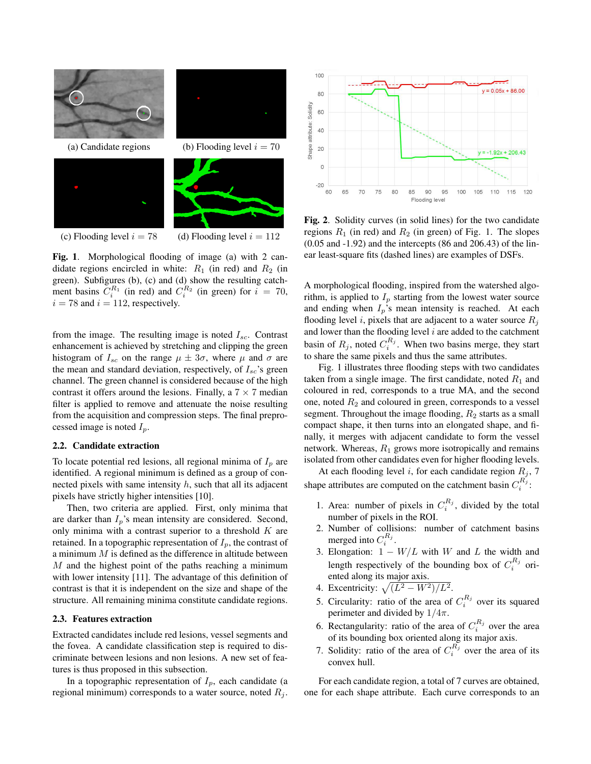(a) Candidate regions

(b) Flooding level $i = 70$

(c) Flooding level $i = 78$

(d) Flooding level $i = 112$

**Fig. 1**. Morphological flooding of image (a) with 2 candidate regions encircled in white: $R_1$ (in red) and $R_2$ (in green). Subfigures (b), (c) and (d) show the resulting catchment basins $C_i^{R_1}$ (in red) and $C_i^{R_2}$ (in green) for $i = 70$, $i = 78$ and $i = 112$, respectively.

**Fig. 2**. Solidity curves (in solid lines) for the two candidate regions $R_1$ (in red) and $R_2$ (in green) of Fig. 1. The slopes (0.05 and -1.92) and the intercepts (86 and 206.43) of the linear least-square fits (dashed lines) are examples of DSFs.

from the image. The resulting image is noted $I_{sc}$. Contrast enhancement is achieved by stretching and clipping the green histogram of $I_{sc}$ on the range $\mu \pm 3\sigma$, where $\mu$ and $\sigma$ are the mean and standard deviation, respectively, of $I_{sc}$'s green channel. The green channel is considered because of the high contrast it offers around the lesions. Finally, a $7 \times 7$ median filter is applied to remove and attenuate the noise resulting from the acquisition and compression steps. The final preprocessed image is noted $I_p$.

### 2.2. Candidate extraction

To locate potential red lesions, all regional minima of $I_p$ are identified. A regional minimum is defined as a group of connected pixels with same intensity $h$, such that all its adjacent pixels have strictly higher intensities [10].

Then, two criteria are applied. First, only minima that are darker than $I_p$'s mean intensity are considered. Second, only minima with a contrast superior to a threshold $K$ are retained. In a topographic representation of $I_p$, the contrast of a minimum $M$ is defined as the difference in altitude between $M$ and the highest point of the paths reaching a minimum with lower intensity [11]. The advantage of this definition of contrast is that it is independent on the size and shape of the structure. All remaining minima constitute candidate regions.

### 2.3. Features extraction

Extracted candidates include red lesions, vessel segments and the fovea. A candidate classification step is required to discriminate between lesions and non lesions. A new set of features is thus proposed in this subsection.

In a topographic representation of $I_p$, each candidate (a regional minimum) corresponds to a water source, noted $R_j$. A morphological flooding, inspired from the watershed algorithm, is applied to $I_p$ starting from the lowest water source and ending when $I_p$'s mean intensity is reached. At each flooding level $i$, pixels that are adjacent to a water source $R_j$ and lower than the flooding level $i$ are added to the catchment basin of $R_j$, noted $C_i^{R_j}$. When two basins merge, they start to share the same pixels and thus the same attributes.

Fig. 1 illustrates three flooding steps with two candidates taken from a single image. The first candidate, noted $R_1$ and coloured in red, corresponds to a true MA, and the second one, noted $R_2$ and coloured in green, corresponds to a vessel segment. Throughout the image flooding, $R_2$ starts as a small compact shape, it then turns into an elongated shape, and finally, it merges with adjacent candidate to form the vessel network. Whereas, $R_1$ grows more isotropically and remains isolated from other candidates even for higher flooding levels.

At each flooding level $i$, for each candidate region $R_j$, 7 shape attributes are computed on the catchment basin $C_i^{R_j}$:

1. Area: number of pixels in $C_i^{R_j}$, divided by the total number of pixels in the ROI.
2. Number of collisions: number of catchment basins merged into $C_i^{R_j}$.
3. Elongation: $1 - W/L$ with $W$ and $L$ the width and length respectively of the bounding box of $C_i^{R_j}$ oriented along its major axis.
4. Excentricity: $\sqrt{(L^2 - W^2)/L^2}$.
5. Circularity: ratio of the area of $C_i^{R_j}$ over its squared perimeter and divided by $1/4\pi$.
6. Rectangularity: ratio of the area of $C_i^{R_j}$ over the area of its bounding box oriented along its major axis.
7. Solidity: ratio of the area of $C_i^{R_j}$ over the area of its convex hull.

For each candidate region, a total of 7 curves are obtained, one for each shape attribute. Each curve corresponds to an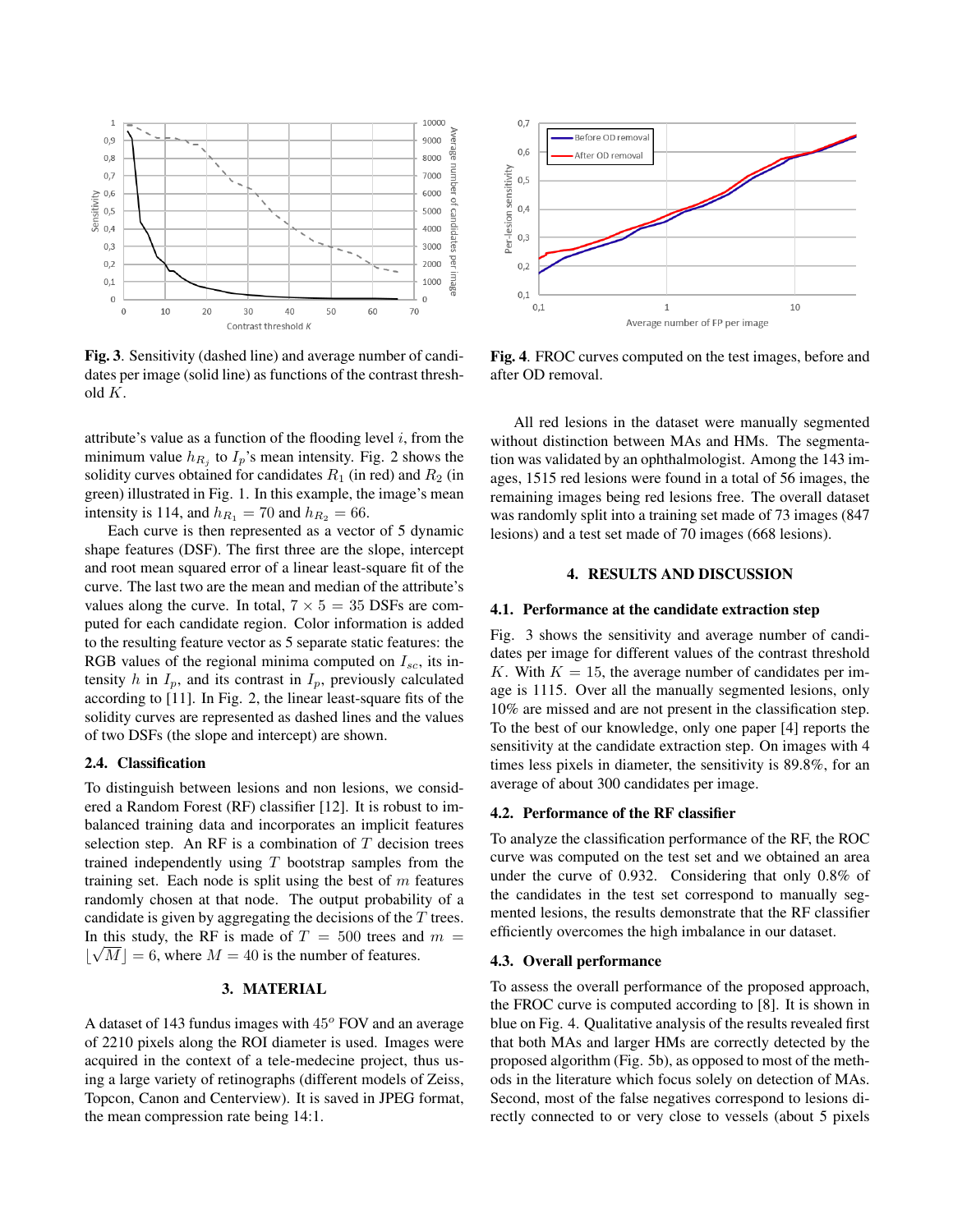Fig. 3. Sensitivity (dashed line) and average number of candidates per image (solid line) as functions of the contrast threshold $K$.

Fig. 4. FROC curves computed on the test images, before and after OD removal.

attribute's value as a function of the flooding level $i$, from the minimum value $h_{R_j}$ to $I_p$'s mean intensity. Fig. 2 shows the solidity curves obtained for candidates $R_1$ (in red) and $R_2$ (in green) illustrated in Fig. 1. In this example, the image's mean intensity is 114, and $h_{R_1} = 70$ and $h_{R_2} = 66$.

Each curve is then represented as a vector of 5 dynamic shape features (DSF). The first three are the slope, intercept and root mean squared error of a linear least-square fit of the curve. The last two are the mean and median of the attribute's values along the curve. In total, $7 \times 5 = 35$ DSFs are computed for each candidate region. Color information is added to the resulting feature vector as 5 separate static features: the RGB values of the regional minima computed on $I_{sc}$, its intensity $h$ in $I_p$, and its contrast in $I_p$, previously calculated according to [11]. In Fig. 2, the linear least-square fits of the solidity curves are represented as dashed lines and the values of two DSFs (the slope and intercept) are shown.

### 2.4. Classification

To distinguish between lesions and non lesions, we considered a Random Forest (RF) classifier [12]. It is robust to imbalanced training data and incorporates an implicit features selection step. An RF is a combination of $T$ decision trees trained independently using $T$ bootstrap samples from the training set. Each node is split using the best of $m$ features randomly chosen at that node. The output probability of a candidate is given by aggregating the decisions of the $T$ trees. In this study, the RF is made of $T = 500$ trees and $m = \lfloor\sqrt{M}\rfloor = 6$, where $M = 40$ is the number of features.

## 3. MATERIAL

A dataset of 143 fundus images with $45^o$ FOV and an average of 2210 pixels along the ROI diameter is used. Images were acquired in the context of a tele-medecine project, thus using a large variety of retinographs (different models of Zeiss, Topcon, Canon and Centervi​ew). It is saved in JPEG format, the mean compression rate being 14:1.

All red lesions in the dataset were manually segmented without distinction between MAs and HMs. The segmentation was validated by an ophthalmologist. Among the 143 images, 1515 red lesions were found in a total of 56 images, the remaining images being red lesions free. The overall dataset was randomly split into a training set made of 73 images (847 lesions) and a test set made of 70 images (668 lesions).

## 4. RESULTS AND DISCUSSION

### 4.1. Performance at the candidate extraction step

Fig. 3 shows the sensitivity and average number of candidates per image for different values of the contrast threshold $K$. With $K = 15$, the average number of candidates per image is 1115. Over all the manually segmented lesions, only 10% are missed and are not present in the classification step. To the best of our knowledge, only one paper [4] reports the sensitivity at the candidate extraction step. On images with 4 times less pixels in diameter, the sensitivity is 89.8%, for an average of about 300 candidates per image.

### 4.2. Performance of the RF classifier

To analyze the classification performance of the RF, the ROC curve was computed on the test set and we obtained an area under the curve of 0.932. Considering that only 0.8% of the candidates in the test set correspond to manually segmented lesions, the results demonstrate that the RF classifier efficiently overcomes the high imbalance in our dataset.

### 4.3. Overall performance

To assess the overall performance of the proposed approach, the FROC curve is computed according to [8]. It is shown in blue on Fig. 4. Qualitative analysis of the results revealed first that both MAs and larger HMs are correctly detected by the proposed algorithm (Fig. 5b), as opposed to most of the methods in the literature which focus solely on detection of MAs. Second, most of the false negatives correspond to lesions directly connected to or very close to vessels (about 5 pixels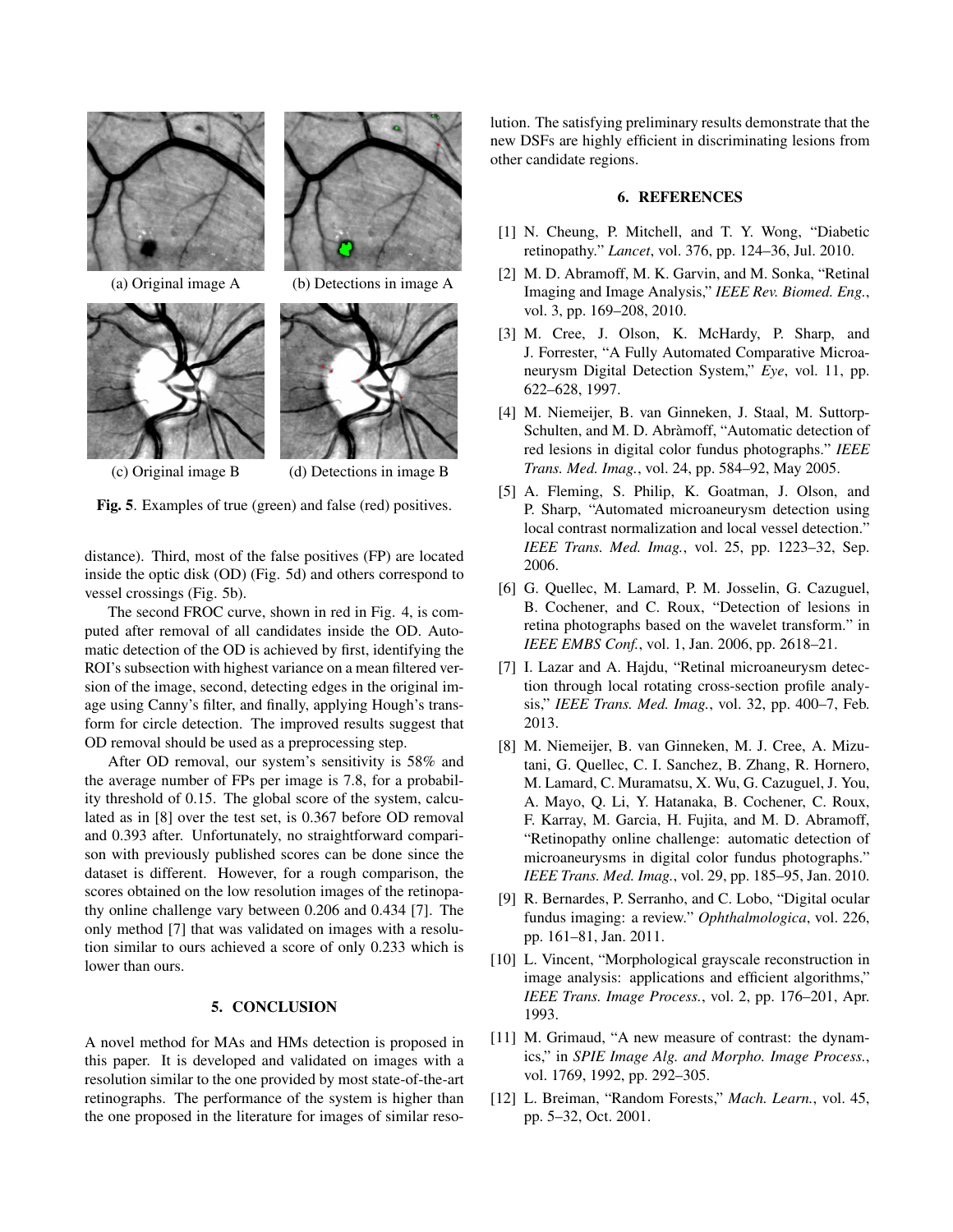(a) Original image A

(b) Detections in image A

(c) Original image B

(d) Detections in image B

**Fig. 5**. Examples of true (green) and false (red) positives.

distance). Third, most of the false positives (FP) are located inside the optic disk (OD) (Fig. 5d) and others correspond to vessel crossings (Fig. 5b).

The second FROC curve, shown in red in Fig. 4, is computed after removal of all candidates inside the OD. Automatic detection of the OD is achieved by first, identifying the ROI's subsection with highest variance on a mean filtered version of the image, second, detecting edges in the original image using Canny's filter, and finally, applying Hough's transform for circle detection. The improved results suggest that OD removal should be used as a preprocessing step.

After OD removal, our system's sensitivity is 58% and the average number of FPs per image is 7.8, for a probability threshold of 0.15. The global score of the system, calculated as in [8] over the test set, is 0.367 before OD removal and 0.393 after. Unfortunately, no straightforward comparison with previously published scores can be done since the dataset is different. However, for a rough comparison, the scores obtained on the low resolution images of the retinopathy online challenge vary between 0.206 and 0.434 [7]. The only method [7] that was validated on images with a resolution similar to ours achieved a score of only 0.233 which is lower than ours.

## 5. CONCLUSION

A novel method for MAs and HMs detection is proposed in this paper. It is developed and validated on images with a resolution similar to the one provided by most state-of-the-art retinographs. The performance of the system is higher than the one proposed in the literature for images of similar resolution. The satisfying preliminary results demonstrate that the new DSFs are highly efficient in discriminating lesions from other candidate regions.

## 6. REFERENCES

[1] N. Cheung, P. Mitchell, and T. Y. Wong, "Diabetic retinopathy." *Lancet*, vol. 376, pp. 124–36, Jul. 2010.

[2] M. D. Abramoff, M. K. Garvin, and M. Sonka, "Retinal Imaging and Image Analysis," *IEEE Rev. Biomed. Eng.*, vol. 3, pp. 169–208, 2010.

[3] M. Cree, J. Olson, K. McHardy, P. Sharp, and J. Forrester, "A Fully Automated Comparative Microaneurysm Digital Detection System," *Eye*, vol. 11, pp. 622–628, 1997.

[4] M. Niemeijer, B. van Ginneken, J. Staal, M. Suttorp-Schulten, and M. D. Abràmoff, "Automatic detection of red lesions in digital color fundus photographs." *IEEE Trans. Med. Imag.*, vol. 24, pp. 584–92, May 2005.

[5] A. Fleming, S. Philip, K. Goatman, J. Olson, and P. Sharp, "Automated microaneurysm detection using local contrast normalization and local vessel detection." *IEEE Trans. Med. Imag.*, vol. 25, pp. 1223–32, Sep. 2006.

[6] G. Quellec, M. Lamard, P. M. Josselin, G. Cazuguel, B. Cochener, and C. Roux, "Detection of lesions in retina photographs based on the wavelet transform." in *IEEE EMBS Conf.*, vol. 1, Jan. 2006, pp. 2618–21.

[7] I. Lazar and A. Hajdu, "Retinal microaneurysm detection through local rotating cross-section profile analysis," *IEEE Trans. Med. Imag.*, vol. 32, pp. 400–7, Feb. 2013.

[8] M. Niemeijer, B. van Ginneken, M. J. Cree, A. Mizutani, G. Quellec, C. I. Sanchez, B. Zhang, R. Hornero, M. Lamard, C. Muramatsu, X. Wu, G. Cazuguel, J. You, A. Mayo, Q. Li, Y. Hatanaka, B. Cochener, C. Roux, F. Karray, M. Garcia, H. Fujita, and M. D. Abramoff, "Retinopathy online challenge: automatic detection of microaneurysms in digital color fundus photographs." *IEEE Trans. Med. Imag.*, vol. 29, pp. 185–95, Jan. 2010.

[9] R. Bernardes, P. Serranho, and C. Lobo, "Digital ocular fundus imaging: a review." *Ophthalmologica*, vol. 226, pp. 161–81, Jan. 2011.

[10] L. Vincent, "Morphological grayscale reconstruction in image analysis: applications and efficient algorithms," *IEEE Trans. Image Process.*, vol. 2, pp. 176–201, Apr. 1993.

[11] M. Grimaud, "A new measure of contrast: the dynamics," in *SPIE Image Alg. and Morpho. Image Process.*, vol. 1769, 1992, pp. 292–305.

[12] L. Breiman, "Random Forests," *Mach. Learn.*, vol. 45, pp. 5–32, Oct. 2001.